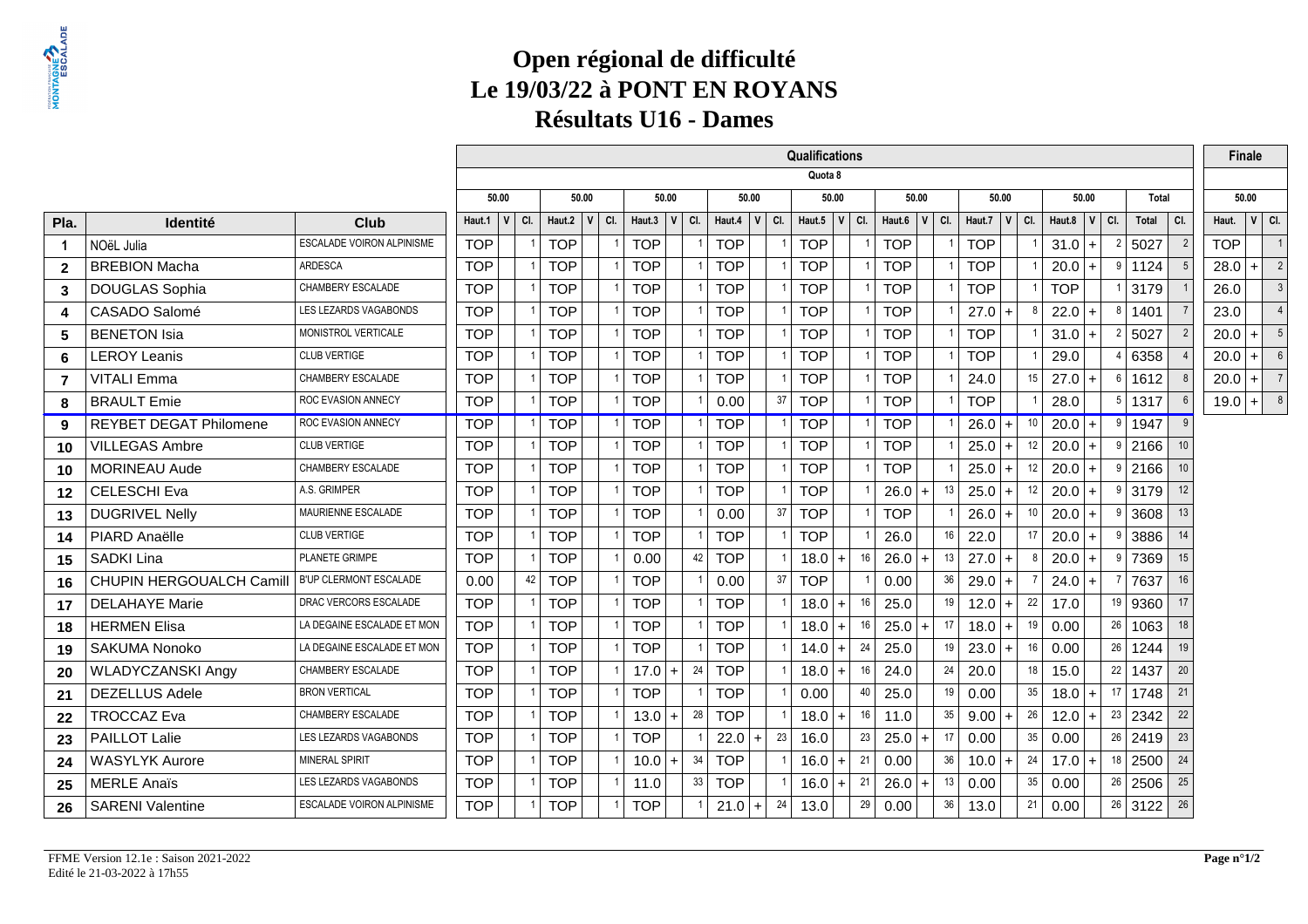# Open régional de difficulté
## Le 19/03/22 à PONT EN ROYANS
### Résultats U16 - Dames

| | | | Qualifications | | | | | | | | | | | | | | | | | | | | | | | | | Finale | | |
|---|---|---|---|---|---|---|---|---|---|---|---|---|---|---|---|---|---|---|---|---|---|---|---|---|---|---|---|---|---|---|
| | | | Quota 8 | | | | | | | | | | | | | | | | | | | | | | | | | | | |
| | | | 50.00 | | | 50.00 | | | 50.00 | | | 50.00 | | | 50.00 | | | 50.00 | | | 50.00 | | | 50.00 | | | Total | | 50.00 | | |
| Pla. | Identité | Club | Haut.1 | V | Cl. | Haut.2 | V | Cl. | Haut.3 | V | Cl. | Haut.4 | V | Cl. | Haut.5 | V | Cl. | Haut.6 | V | Cl. | Haut.7 | V | Cl. | Haut.8 | V | Cl. | Total | Cl. | Haut. | V | Cl. |
| 1 | NOëL Julia | ESCALADE VOIRON ALPINISME | TOP | | 1 | TOP | | 1 | TOP | | 1 | TOP | | 1 | TOP | | 1 | TOP | | 1 | TOP | | 1 | 31.0 | + | 2 | 5027 | 2 | TOP | | 1 |
| 2 | BREBION Macha | ARDESCA | TOP | | 1 | TOP | | 1 | TOP | | 1 | TOP | | 1 | TOP | | 1 | TOP | | 1 | TOP | | 1 | 20.0 | + | 9 | 1124 | 5 | 28.0 | + | 2 |
| 3 | DOUGLAS Sophia | CHAMBERY ESCALADE | TOP | | 1 | TOP | | 1 | TOP | | 1 | TOP | | 1 | TOP | | 1 | TOP | | 1 | TOP | | 1 | TOP | | 1 | 3179 | 1 | 26.0 | | 3 |
| 4 | CASADO Salomé | LES LEZARDS VAGABONDS | TOP | | 1 | TOP | | 1 | TOP | | 1 | TOP | | 1 | TOP | | 1 | TOP | | 1 | 27.0 | + | 8 | 22.0 | + | 8 | 1401 | 7 | 23.0 | | 4 |
| 5 | BENETON Isia | MONISTROL VERTICALE | TOP | | 1 | TOP | | 1 | TOP | | 1 | TOP | | 1 | TOP | | 1 | TOP | | 1 | TOP | | 1 | 31.0 | + | 2 | 5027 | 2 | 20.0 | + | 5 |
| 6 | LEROY Leanis | CLUB VERTIGE | TOP | | 1 | TOP | | 1 | TOP | | 1 | TOP | | 1 | TOP | | 1 | TOP | | 1 | TOP | | 1 | 29.0 | | 4 | 6358 | 4 | 20.0 | + | 6 |
| 7 | VITALI Emma | CHAMBERY ESCALADE | TOP | | 1 | TOP | | 1 | TOP | | 1 | TOP | | 1 | TOP | | 1 | TOP | | 1 | 24.0 | | 15 | 27.0 | + | 6 | 1612 | 8 | 20.0 | + | 7 |
| 8 | BRAULT Emie | ROC EVASION ANNECY | TOP | | 1 | TOP | | 1 | TOP | | 1 | 0.00 | | 37 | TOP | | 1 | TOP | | 1 | TOP | | 1 | 28.0 | | 5 | 1317 | 6 | 19.0 | + | 8 |
| 9 | REYBET DEGAT Philomene | ROC EVASION ANNECY | TOP | | 1 | TOP | | 1 | TOP | | 1 | TOP | | 1 | TOP | | 1 | TOP | | 1 | 26.0 | + | 10 | 20.0 | + | 9 | 1947 | 9 | | | |
| 10 | VILLEGAS Ambre | CLUB VERTIGE | TOP | | 1 | TOP | | 1 | TOP | | 1 | TOP | | 1 | TOP | | 1 | TOP | | 1 | 25.0 | + | 12 | 20.0 | + | 9 | 2166 | 10 | | | |
| 10 | MORINEAU Aude | CHAMBERY ESCALADE | TOP | | 1 | TOP | | 1 | TOP | | 1 | TOP | | 1 | TOP | | 1 | TOP | | 1 | 25.0 | + | 12 | 20.0 | + | 9 | 2166 | 10 | | | |
| 12 | CELESCHI Eva | A.S. GRIMPER | TOP | | 1 | TOP | | 1 | TOP | | 1 | TOP | | 1 | TOP | | 1 | 26.0 | + | 13 | 25.0 | + | 12 | 20.0 | + | 9 | 3179 | 12 | | | |
| 13 | DUGRIVEL Nelly | MAURIENNE ESCALADE | TOP | | 1 | TOP | | 1 | TOP | | 1 | 0.00 | | 37 | TOP | | 1 | TOP | | 1 | 26.0 | + | 10 | 20.0 | + | 9 | 3608 | 13 | | | |
| 14 | PIARD Anaëlle | CLUB VERTIGE | TOP | | 1 | TOP | | 1 | TOP | | 1 | TOP | | 1 | TOP | | 1 | 26.0 | | 16 | 22.0 | | 17 | 20.0 | + | 9 | 3886 | 14 | | | |
| 15 | SADKI Lina | PLANETE GRIMPE | TOP | | 1 | TOP | | 1 | 0.00 | | 42 | TOP | | 1 | 18.0 | + | 16 | 26.0 | + | 13 | 27.0 | + | 8 | 20.0 | + | 9 | 7369 | 15 | | | |
| 16 | CHUPIN HERGOUALCH Camill | B'UP CLERMONT ESCALADE | 0.00 | | 42 | TOP | | 1 | TOP | | 1 | 0.00 | | 37 | TOP | | 1 | 0.00 | | 36 | 29.0 | + | 7 | 24.0 | + | 7 | 7637 | 16 | | | |
| 17 | DELAHAYE Marie | DRAC VERCORS ESCALADE | TOP | | 1 | TOP | | 1 | TOP | | 1 | TOP | | 1 | 18.0 | + | 16 | 25.0 | | 19 | 12.0 | + | 22 | 17.0 | | 19 | 9360 | 17 | | | |
| 18 | HERMEN Elisa | LA DEGAINE ESCALADE ET MON | TOP | | 1 | TOP | | 1 | TOP | | 1 | TOP | | 1 | 18.0 | + | 16 | 25.0 | + | 17 | 18.0 | + | 19 | 0.00 | | 26 | 1063 | 18 | | | |
| 19 | SAKUMA Nonoko | LA DEGAINE ESCALADE ET MON | TOP | | 1 | TOP | | 1 | TOP | | 1 | TOP | | 1 | 14.0 | + | 24 | 25.0 | | 19 | 23.0 | + | 16 | 0.00 | | 26 | 1244 | 19 | | | |
| 20 | WLADYCZANSKI Angy | CHAMBERY ESCALADE | TOP | | 1 | TOP | | 1 | 17.0 | + | 24 | TOP | | 1 | 18.0 | + | 16 | 24.0 | | 24 | 20.0 | | 18 | 15.0 | | 22 | 1437 | 20 | | | |
| 21 | DEZELLUS Adele | BRON VERTICAL | TOP | | 1 | TOP | | 1 | TOP | | 1 | TOP | | 1 | 0.00 | | 40 | 25.0 | | 19 | 0.00 | | 35 | 18.0 | + | 17 | 1748 | 21 | | | |
| 22 | TROCCAZ Eva | CHAMBERY ESCALADE | TOP | | 1 | TOP | | 1 | 13.0 | + | 28 | TOP | | 1 | 18.0 | + | 16 | 11.0 | | 35 | 9.00 | + | 26 | 12.0 | + | 23 | 2342 | 22 | | | |
| 23 | PAILLOT Lalie | LES LEZARDS VAGABONDS | TOP | | 1 | TOP | | 1 | TOP | | 1 | 22.0 | + | 23 | 16.0 | | 23 | 25.0 | + | 17 | 0.00 | | 35 | 0.00 | | 26 | 2419 | 23 | | | |
| 24 | WASYLYK Aurore | MINERAL SPIRIT | TOP | | 1 | TOP | | 1 | 10.0 | + | 34 | TOP | | 1 | 16.0 | + | 21 | 0.00 | | 36 | 10.0 | + | 24 | 17.0 | + | 18 | 2500 | 24 | | | |
| 25 | MERLE Anaïs | LES LEZARDS VAGABONDS | TOP | | 1 | TOP | | 1 | 11.0 | | 33 | TOP | | 1 | 16.0 | + | 21 | 26.0 | + | 13 | 0.00 | | 35 | 0.00 | | 26 | 2506 | 25 | | | |
| 26 | SARENI Valentine | ESCALADE VOIRON ALPINISME | TOP | | 1 | TOP | | 1 | TOP | | 1 | 21.0 | + | 24 | 13.0 | | 29 | 0.00 | | 36 | 13.0 | | 21 | 0.00 | | 26 | 3122 | 26 | | | |

FFME Version 12.1e : Saison 2021-2022
Edité le 21-03-2022 à 17h55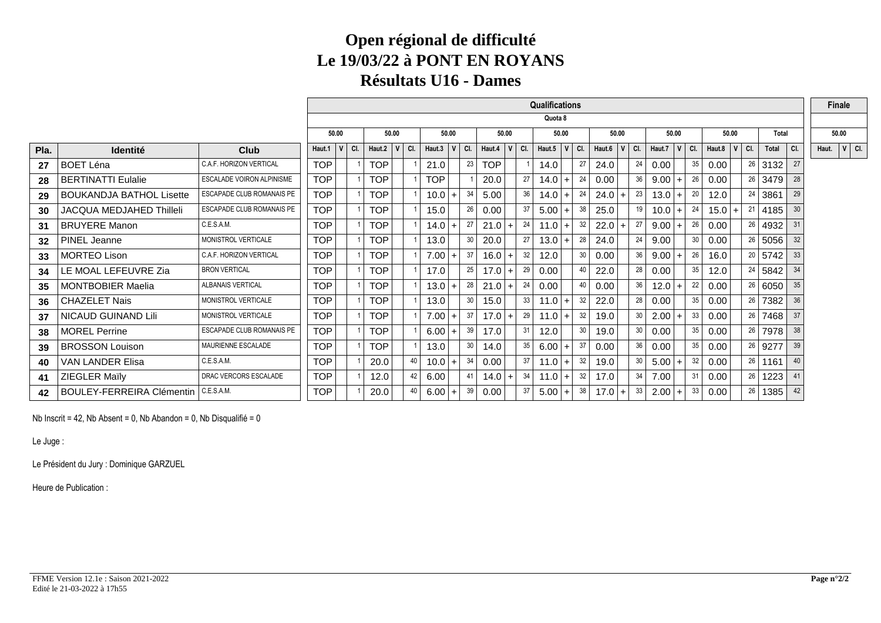# Open régional de difficulté
# Le 19/03/22 à PONT EN ROYANS
# Résultats U16 - Dames

| | | | Qualifications | | | | | | | | | | | | | | | | | | | | | | | | | | Finale | | |
|---|---|---|---|---|---|---|---|---|---|---|---|---|---|---|---|---|---|---|---|---|---|---|---|---|---|---|---|---|---|---|---|
| | | | Quota 8 | | | | | | | | | | | | | | | | | | | | | | | | | | | | |
| | | | 50.00 | | | 50.00 | | | 50.00 | | | 50.00 | | | 50.00 | | | 50.00 | | | 50.00 | | | 50.00 | | | Total | | 50.00 | | |
| Pla. | Identité | Club | Haut.1 | V | Cl. | Haut.2 | V | Cl. | Haut.3 | V | Cl. | Haut.4 | V | Cl. | Haut.5 | V | Cl. | Haut.6 | V | Cl. | Haut.7 | V | Cl. | Haut.8 | V | Cl. | Total | Cl. | Haut. | V | Cl. |
| 27 | BOET Léna | C.A.F. HORIZON VERTICAL | TOP | | 1 | TOP | | 1 | 21.0 | | 23 | TOP | | 1 | 14.0 | | 27 | 24.0 | | 24 | 0.00 | | 35 | 0.00 | | 26 | 3132 | 27 | | | |
| 28 | BERTINATTI Eulalie | ESCALADE VOIRON ALPINISME | TOP | | 1 | TOP | | 1 | TOP | | 1 | 20.0 | | 27 | 14.0 | + | 24 | 0.00 | | 36 | 9.00 | + | 26 | 0.00 | | 26 | 3479 | 28 | | | |
| 29 | BOUKANDJA BATHOL Lisette | ESCAPADE CLUB ROMANAIS PE | TOP | | 1 | TOP | | 1 | 10.0 | + | 34 | 5.00 | | 36 | 14.0 | + | 24 | 24.0 | + | 23 | 13.0 | + | 20 | 12.0 | | 24 | 3861 | 29 | | | |
| 30 | JACQUA MEDJAHED Thilleli | ESCAPADE CLUB ROMANAIS PE | TOP | | 1 | TOP | | 1 | 15.0 | | 26 | 0.00 | | 37 | 5.00 | + | 38 | 25.0 | | 19 | 10.0 | + | 24 | 15.0 | + | 21 | 4185 | 30 | | | |
| 31 | BRUYERE Manon | C.E.S.A.M. | TOP | | 1 | TOP | | 1 | 14.0 | + | 27 | 21.0 | + | 24 | 11.0 | + | 32 | 22.0 | + | 27 | 9.00 | + | 26 | 0.00 | | 26 | 4932 | 31 | | | |
| 32 | PINEL Jeanne | MONISTROL VERTICALE | TOP | | 1 | TOP | | 1 | 13.0 | | 30 | 20.0 | | 27 | 13.0 | + | 28 | 24.0 | | 24 | 9.00 | | 30 | 0.00 | | 26 | 5056 | 32 | | | |
| 33 | MORTEO Lison | C.A.F. HORIZON VERTICAL | TOP | | 1 | TOP | | 1 | 7.00 | + | 37 | 16.0 | + | 32 | 12.0 | | 30 | 0.00 | | 36 | 9.00 | + | 26 | 16.0 | | 20 | 5742 | 33 | | | |
| 34 | LE MOAL LEFEUVRE Zia | BRON VERTICAL | TOP | | 1 | TOP | | 1 | 17.0 | | 25 | 17.0 | + | 29 | 0.00 | | 40 | 22.0 | | 28 | 0.00 | | 35 | 12.0 | | 24 | 5842 | 34 | | | |
| 35 | MONTBOBIER Maelia | ALBANAIS VERTICAL | TOP | | 1 | TOP | | 1 | 13.0 | + | 28 | 21.0 | + | 24 | 0.00 | | 40 | 0.00 | | 36 | 12.0 | + | 22 | 0.00 | | 26 | 6050 | 35 | | | |
| 36 | CHAZELET Nais | MONISTROL VERTICALE | TOP | | 1 | TOP | | 1 | 13.0 | | 30 | 15.0 | | 33 | 11.0 | + | 32 | 22.0 | | 28 | 0.00 | | 35 | 0.00 | | 26 | 7382 | 36 | | | |
| 37 | NICAUD GUINAND Lili | MONISTROL VERTICALE | TOP | | 1 | TOP | | 1 | 7.00 | + | 37 | 17.0 | + | 29 | 11.0 | + | 32 | 19.0 | | 30 | 2.00 | + | 33 | 0.00 | | 26 | 7468 | 37 | | | |
| 38 | MOREL Perrine | ESCAPADE CLUB ROMANAIS PE | TOP | | 1 | TOP | | 1 | 6.00 | + | 39 | 17.0 | | 31 | 12.0 | | 30 | 19.0 | | 30 | 0.00 | | 35 | 0.00 | | 26 | 7978 | 38 | | | |
| 39 | BROSSON Louison | MAURIENNE ESCALADE | TOP | | 1 | TOP | | 1 | 13.0 | | 30 | 14.0 | | 35 | 6.00 | + | 37 | 0.00 | | 36 | 0.00 | | 35 | 0.00 | | 26 | 9277 | 39 | | | |
| 40 | VAN LANDER Elisa | C.E.S.A.M. | TOP | | 1 | 20.0 | | 40 | 10.0 | + | 34 | 0.00 | | 37 | 11.0 | + | 32 | 19.0 | | 30 | 5.00 | + | 32 | 0.00 | | 26 | 1161 | 40 | | | |
| 41 | ZIEGLER Maïly | DRAC VERCORS ESCALADE | TOP | | 1 | 12.0 | | 42 | 6.00 | | 41 | 14.0 | + | 34 | 11.0 | + | 32 | 17.0 | | 34 | 7.00 | | 31 | 0.00 | | 26 | 1223 | 41 | | | |
| 42 | BOULEY-FERREIRA Clémentin | C.E.S.A.M. | TOP | | 1 | 20.0 | | 40 | 6.00 | + | 39 | 0.00 | | 37 | 5.00 | + | 38 | 17.0 | + | 33 | 2.00 | + | 33 | 0.00 | | 26 | 1385 | 42 | | | |

Nb Inscrit = 42, Nb Absent = 0, Nb Abandon = 0, Nb Disqualifié = 0

Le Juge :

Le Président du Jury : Dominique GARZUEL

Heure de Publication :

FFME Version 12.1e : Saison 2021-2022
Edité le 21-03-2022 à 17h55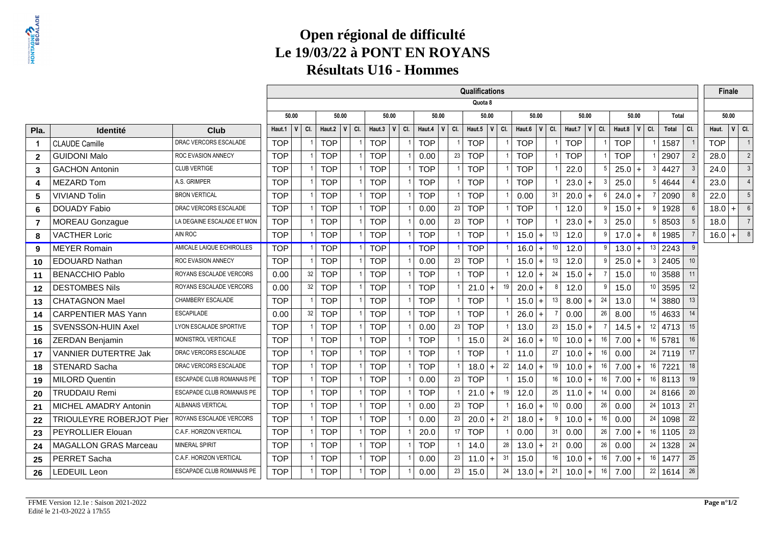# Open régional de difficulté
# Le 19/03/22 à PONT EN ROYANS
# Résultats U16 - Hommes

| | | | Qualifications | | | | | | | | | | | | | | | | | | | | | | | | | Finale | | |
|---|---|---|---|---|---|---|---|---|---|---|---|---|---|---|---|---|---|---|---|---|---|---|---|---|---|---|---|---|---|---|
| | | | Quota 8 | | | | | | | | | | | | | | | | | | | | | | | | | | | |
| | | | 50.00 | | | 50.00 | | | 50.00 | | | 50.00 | | | 50.00 | | | 50.00 | | | 50.00 | | | 50.00 | | | Total | | 50.00 | | |
| Pla. | Identité | Club | Haut.1 | V | Cl. | Haut.2 | V | Cl. | Haut.3 | V | Cl. | Haut.4 | V | Cl. | Haut.5 | V | Cl. | Haut.6 | V | Cl. | Haut.7 | V | Cl. | Haut.8 | V | Cl. | Total | Cl. | Haut. | V | Cl. |
| 1 | CLAUDE Camille | DRAC VERCORS ESCALADE | TOP | | 1 | TOP | | 1 | TOP | | 1 | TOP | | 1 | TOP | | 1 | TOP | | 1 | TOP | | 1 | TOP | | 1 | 1587 | 1 | TOP | | 1 |
| 2 | GUIDONI Malo | ROC EVASION ANNECY | TOP | | 1 | TOP | | 1 | TOP | | 1 | 0.00 | | 23 | TOP | | 1 | TOP | | 1 | TOP | | 1 | TOP | | 1 | 2907 | 2 | 28.0 | | 2 |
| 3 | GACHON Antonin | CLUB VERTIGE | TOP | | 1 | TOP | | 1 | TOP | | 1 | TOP | | 1 | TOP | | 1 | TOP | | 1 | 22.0 | | 5 | 25.0 | + | 3 | 4427 | 3 | 24.0 | | 3 |
| 4 | MEZARD Tom | A.S. GRIMPER | TOP | | 1 | TOP | | 1 | TOP | | 1 | TOP | | 1 | TOP | | 1 | TOP | | 1 | 23.0 | + | 3 | 25.0 | | 5 | 4644 | 4 | 23.0 | | 4 |
| 5 | VIVIAND Tolin | BRON VERTICAL | TOP | | 1 | TOP | | 1 | TOP | | 1 | TOP | | 1 | TOP | | 1 | 0.00 | | 31 | 20.0 | + | 6 | 24.0 | + | 7 | 2090 | 8 | 22.0 | | 5 |
| 6 | DOUADY Fabio | DRAC VERCORS ESCALADE | TOP | | 1 | TOP | | 1 | TOP | | 1 | 0.00 | | 23 | TOP | | 1 | TOP | | 1 | 12.0 | | 9 | 15.0 | + | 9 | 1928 | 6 | 18.0 | + | 6 |
| 7 | MOREAU Gonzague | LA DEGAINE ESCALADE ET MON | TOP | | 1 | TOP | | 1 | TOP | | 1 | 0.00 | | 23 | TOP | | 1 | TOP | | 1 | 23.0 | + | 3 | 25.0 | | 5 | 8503 | 5 | 18.0 | | 7 |
| 8 | VACTHER Loric | AIN ROC | TOP | | 1 | TOP | | 1 | TOP | | 1 | TOP | | 1 | TOP | | 1 | 15.0 | + | 13 | 12.0 | | 9 | 17.0 | + | 8 | 1985 | 7 | 16.0 | + | 8 |
| 9 | MEYER Romain | AMICALE LAIQUE ECHIROLLES | TOP | | 1 | TOP | | 1 | TOP | | 1 | TOP | | 1 | TOP | | 1 | 16.0 | + | 10 | 12.0 | | 9 | 13.0 | + | 13 | 2243 | 9 | | | |
| 10 | EDOUARD Nathan | ROC EVASION ANNECY | TOP | | 1 | TOP | | 1 | TOP | | 1 | 0.00 | | 23 | TOP | | 1 | 15.0 | + | 13 | 12.0 | | 9 | 25.0 | + | 3 | 2405 | 10 | | | |
| 11 | BENACCHIO Pablo | ROYANS ESCALADE VERCORS | 0.00 | | 32 | TOP | | 1 | TOP | | 1 | TOP | | 1 | TOP | | 1 | 12.0 | + | 24 | 15.0 | + | 7 | 15.0 | | 10 | 3588 | 11 | | | |
| 12 | DESTOMBES Nils | ROYANS ESCALADE VERCORS | 0.00 | | 32 | TOP | | 1 | TOP | | 1 | TOP | | 1 | 21.0 | + | 19 | 20.0 | + | 8 | 12.0 | | 9 | 15.0 | | 10 | 3595 | 12 | | | |
| 13 | CHATAGNON Mael | CHAMBERY ESCALADE | TOP | | 1 | TOP | | 1 | TOP | | 1 | TOP | | 1 | TOP | | 1 | 15.0 | + | 13 | 8.00 | + | 24 | 13.0 | | 14 | 3880 | 13 | | | |
| 14 | CARPENTIER MAS Yann | ESCAPILADE | 0.00 | | 32 | TOP | | 1 | TOP | | 1 | TOP | | 1 | TOP | | 1 | 26.0 | + | 7 | 0.00 | | 26 | 8.00 | | 15 | 4633 | 14 | | | |
| 15 | SVENSSON-HUIN Axel | LYON ESCALADE SPORTIVE | TOP | | 1 | TOP | | 1 | TOP | | 1 | 0.00 | | 23 | TOP | | 1 | 13.0 | | 23 | 15.0 | + | 7 | 14.5 | + | 12 | 4713 | 15 | | | |
| 16 | ZERDAN Benjamin | MONISTROL VERTICALE | TOP | | 1 | TOP | | 1 | TOP | | 1 | TOP | | 1 | 15.0 | | 24 | 16.0 | + | 10 | 10.0 | + | 16 | 7.00 | + | 16 | 5781 | 16 | | | |
| 17 | VANNIER DUTERTRE Jak | DRAC VERCORS ESCALADE | TOP | | 1 | TOP | | 1 | TOP | | 1 | TOP | | 1 | TOP | | 1 | 11.0 | | 27 | 10.0 | + | 16 | 0.00 | | 24 | 7119 | 17 | | | |
| 18 | STENARD Sacha | DRAC VERCORS ESCALADE | TOP | | 1 | TOP | | 1 | TOP | | 1 | TOP | | 1 | 18.0 | + | 22 | 14.0 | + | 19 | 10.0 | + | 16 | 7.00 | + | 16 | 7221 | 18 | | | |
| 19 | MILORD Quentin | ESCAPADE CLUB ROMANAIS PE | TOP | | 1 | TOP | | 1 | TOP | | 1 | 0.00 | | 23 | TOP | | 1 | 15.0 | | 16 | 10.0 | + | 16 | 7.00 | + | 16 | 8113 | 19 | | | |
| 20 | TRUDDAIU Remi | ESCAPADE CLUB ROMANAIS PE | TOP | | 1 | TOP | | 1 | TOP | | 1 | TOP | | 1 | 21.0 | + | 19 | 12.0 | | 25 | 11.0 | + | 14 | 0.00 | | 24 | 8166 | 20 | | | |
| 21 | MICHEL AMADRY Antonin | ALBANAIS VERTICAL | TOP | | 1 | TOP | | 1 | TOP | | 1 | 0.00 | | 23 | TOP | | 1 | 16.0 | + | 10 | 0.00 | | 26 | 0.00 | | 24 | 1013 | 21 | | | |
| 22 | TRIOULEYRE ROBERJOT Pier | ROYANS ESCALADE VERCORS | TOP | | 1 | TOP | | 1 | TOP | | 1 | 0.00 | | 23 | 20.0 | + | 21 | 18.0 | + | 9 | 10.0 | + | 16 | 0.00 | | 24 | 1098 | 22 | | | |
| 23 | PEYROLLIER Elouan | C.A.F. HORIZON VERTICAL | TOP | | 1 | TOP | | 1 | TOP | | 1 | 20.0 | | 17 | TOP | | 1 | 0.00 | | 31 | 0.00 | | 26 | 7.00 | + | 16 | 1105 | 23 | | | |
| 24 | MAGALLON GRAS Marceau | MINERAL SPIRIT | TOP | | 1 | TOP | | 1 | TOP | | 1 | TOP | | 1 | 14.0 | | 28 | 13.0 | + | 21 | 0.00 | | 26 | 0.00 | | 24 | 1328 | 24 | | | |
| 25 | PERRET Sacha | C.A.F. HORIZON VERTICAL | TOP | | 1 | TOP | | 1 | TOP | | 1 | 0.00 | | 23 | 11.0 | + | 31 | 15.0 | | 16 | 10.0 | + | 16 | 7.00 | + | 16 | 1477 | 25 | | | |
| 26 | LEDEUIL Leon | ESCAPADE CLUB ROMANAIS PE | TOP | | 1 | TOP | | 1 | TOP | | 1 | 0.00 | | 23 | 15.0 | | 24 | 13.0 | + | 21 | 10.0 | + | 16 | 7.00 | | 22 | 1614 | 26 | | | |

FFME Version 12.1e : Saison 2021-2022
Edité le 21-03-2022 à 17h55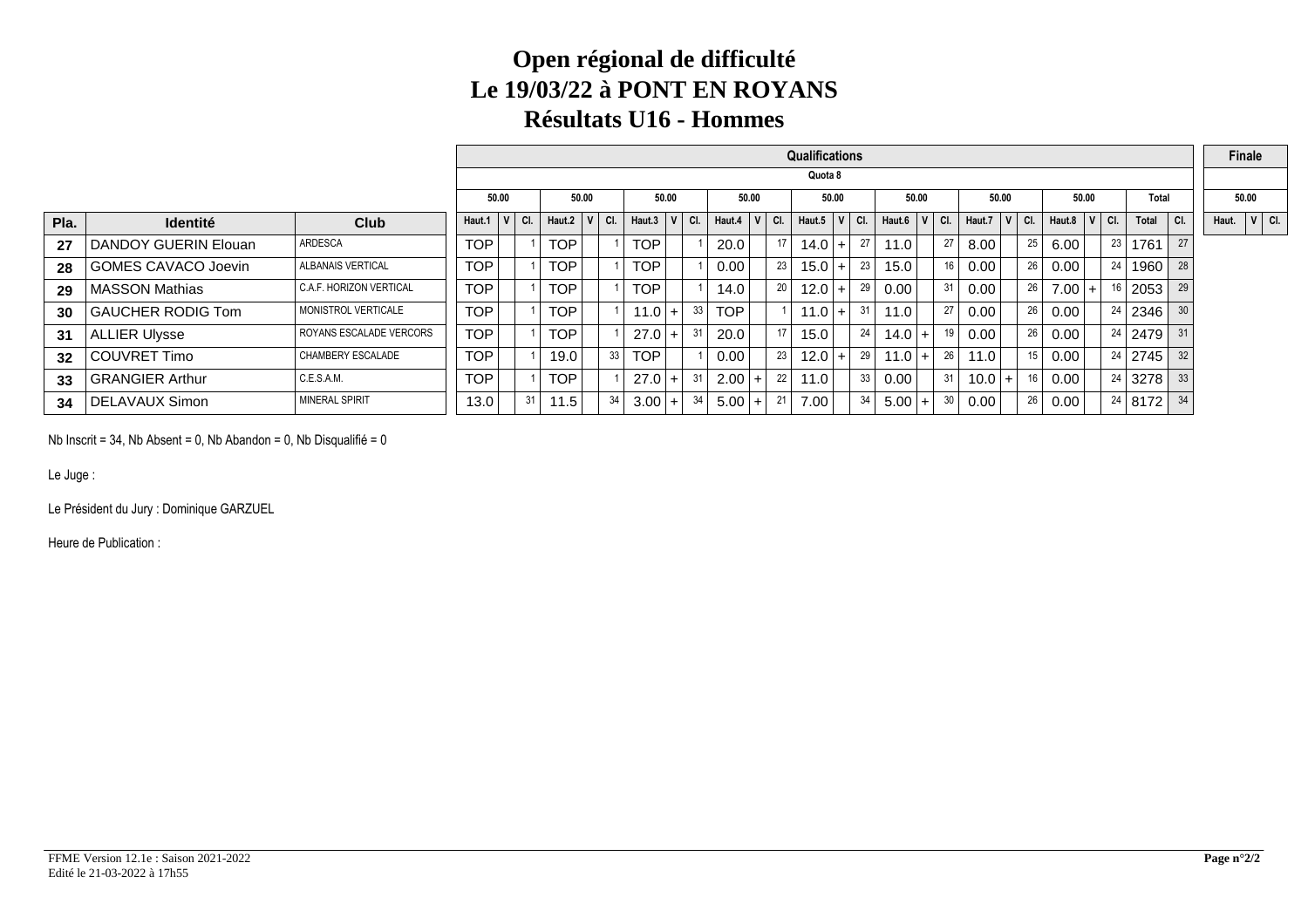# Open régional de difficulté
# Le 19/03/22 à PONT EN ROYANS
# Résultats U16 - Hommes

| | | | Qualifications | | | | | | | | | | | | | | | | | | | | | | | | | | Finale | | |
|---|---|---|---|---|---|---|---|---|---|---|---|---|---|---|---|---|---|---|---|---|---|---|---|---|---|---|---|---|---|---|---|
| | | | Quota 8 | | | | | | | | | | | | | | | | | | | | | | | | | | | | |
| | | | 50.00 | | | 50.00 | | | 50.00 | | | 50.00 | | | 50.00 | | | 50.00 | | | 50.00 | | | 50.00 | | | Total | | 50.00 | | |
| Pla. | Identité | Club | Haut.1 | V | Cl. | Haut.2 | V | Cl. | Haut.3 | V | Cl. | Haut.4 | V | Cl. | Haut.5 | V | Cl. | Haut.6 | V | Cl. | Haut.7 | V | Cl. | Haut.8 | V | Cl. | Total | Cl. | Haut. | V | Cl. |
| 27 | DANDOY GUERIN Elouan | ARDESCA | TOP | | 1 | TOP | | 1 | TOP | | 1 | 20.0 | | 17 | 14.0 | + | 27 | 11.0 | | 27 | 8.00 | | 25 | 6.00 | | 23 | 1761 | 27 | | | |
| 28 | GOMES CAVACO Joevin | ALBANAIS VERTICAL | TOP | | 1 | TOP | | 1 | TOP | | 1 | 0.00 | | 23 | 15.0 | + | 23 | 15.0 | | 16 | 0.00 | | 26 | 0.00 | | 24 | 1960 | 28 | | | |
| 29 | MASSON Mathias | C.A.F. HORIZON VERTICAL | TOP | | 1 | TOP | | 1 | TOP | | 1 | 14.0 | | 20 | 12.0 | + | 29 | 0.00 | | 31 | 0.00 | | 26 | 7.00 | + | 16 | 2053 | 29 | | | |
| 30 | GAUCHER RODIG Tom | MONISTROL VERTICALE | TOP | | 1 | TOP | | 1 | 11.0 | + | 33 | TOP | | 1 | 11.0 | + | 31 | 11.0 | | 27 | 0.00 | | 26 | 0.00 | | 24 | 2346 | 30 | | | |
| 31 | ALLIER Ulysse | ROYANS ESCALADE VERCORS | TOP | | 1 | TOP | | 1 | 27.0 | + | 31 | 20.0 | | 17 | 15.0 | | 24 | 14.0 | + | 19 | 0.00 | | 26 | 0.00 | | 24 | 2479 | 31 | | | |
| 32 | COUVRET Timo | CHAMBERY ESCALADE | TOP | | 1 | 19.0 | | 33 | TOP | | 1 | 0.00 | | 23 | 12.0 | + | 29 | 11.0 | + | 26 | 11.0 | | 15 | 0.00 | | 24 | 2745 | 32 | | | |
| 33 | GRANGIER Arthur | C.E.S.A.M. | TOP | | 1 | TOP | | 1 | 27.0 | + | 31 | 2.00 | + | 22 | 11.0 | | 33 | 0.00 | | 31 | 10.0 | + | 16 | 0.00 | | 24 | 3278 | 33 | | | |
| 34 | DELAVAUX Simon | MINERAL SPIRIT | 13.0 | | 31 | 11.5 | | 34 | 3.00 | + | 34 | 5.00 | + | 21 | 7.00 | | 34 | 5.00 | + | 30 | 0.00 | | 26 | 0.00 | | 24 | 8172 | 34 | | | |

Nb Inscrit = 34, Nb Absent = 0, Nb Abandon = 0, Nb Disqualifié = 0

Le Juge :

Le Président du Jury : Dominique GARZUEL

Heure de Publication :

FFME Version 12.1e : Saison 2021-2022
Edité le 21-03-2022 à 17h55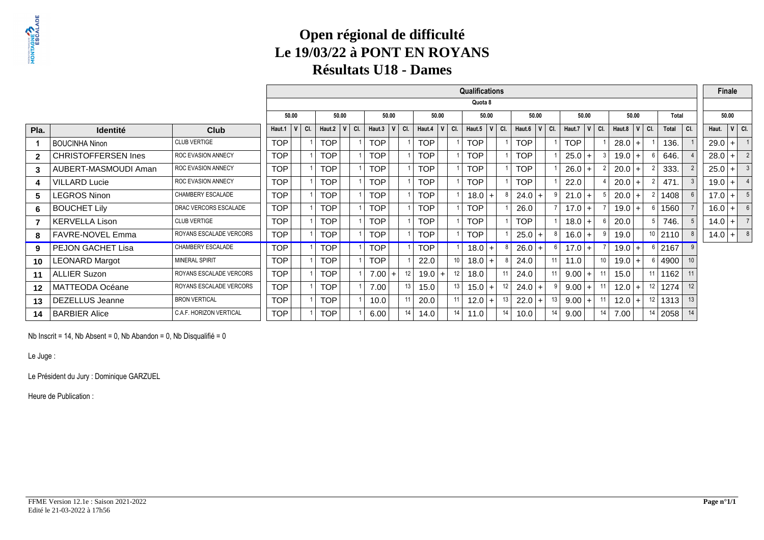# Open régional de difficulté
# Le 19/03/22 à PONT EN ROYANS
# Résultats U18 - Dames

| | | | Qualifications | | | | | | | | | | | | | | | | | | | | | | | | | Finale | | |
|---|---|---|---|---|---|---|---|---|---|---|---|---|---|---|---|---|---|---|---|---|---|---|---|---|---|---|---|---|---|---|
| | | | Quota 8 | | | | | | | | | | | | | | | | | | | | | | | | | | | |
| | | | 50.00 | | | 50.00 | | | 50.00 | | | 50.00 | | | 50.00 | | | 50.00 | | | 50.00 | | | 50.00 | | | Total | | 50.00 | | |
| Pla. | Identité | Club | Haut.1 | V | Cl. | Haut.2 | V | Cl. | Haut.3 | V | Cl. | Haut.4 | V | Cl. | Haut.5 | V | Cl. | Haut.6 | V | Cl. | Haut.7 | V | Cl. | Haut.8 | V | Cl. | Total | Cl. | Haut. | V | Cl. |
| 1 | BOUCINHA Ninon | CLUB VERTIGE | TOP | | 1 | TOP | | 1 | TOP | | 1 | TOP | | 1 | TOP | | 1 | TOP | | 1 | TOP | | 1 | 28.0 | + | 1 | 136. | 1 | 29.0 | + | 1 |
| 2 | CHRISTOFFERSEN Ines | ROC EVASION ANNECY | TOP | | 1 | TOP | | 1 | TOP | | 1 | TOP | | 1 | TOP | | 1 | TOP | | 1 | 25.0 | + | 3 | 19.0 | + | 6 | 646. | 4 | 28.0 | + | 2 |
| 3 | AUBERT-MASMOUDI Aman | ROC EVASION ANNECY | TOP | | 1 | TOP | | 1 | TOP | | 1 | TOP | | 1 | TOP | | 1 | TOP | | 1 | 26.0 | + | 2 | 20.0 | + | 2 | 333. | 2 | 25.0 | + | 3 |
| 4 | VILLARD Lucie | ROC EVASION ANNECY | TOP | | 1 | TOP | | 1 | TOP | | 1 | TOP | | 1 | TOP | | 1 | TOP | | 1 | 22.0 | | 4 | 20.0 | + | 2 | 471. | 3 | 19.0 | + | 4 |
| 5 | LEGROS Ninon | CHAMBERY ESCALADE | TOP | | 1 | TOP | | 1 | TOP | | 1 | TOP | | 1 | 18.0 | + | 8 | 24.0 | + | 9 | 21.0 | + | 5 | 20.0 | + | 2 | 1408 | 6 | 17.0 | + | 5 |
| 6 | BOUCHET Lily | DRAC VERCORS ESCALADE | TOP | | 1 | TOP | | 1 | TOP | | 1 | TOP | | 1 | TOP | | 1 | 26.0 | | 7 | 17.0 | + | 7 | 19.0 | + | 6 | 1560 | 7 | 16.0 | + | 6 |
| 7 | KERVELLA Lison | CLUB VERTIGE | TOP | | 1 | TOP | | 1 | TOP | | 1 | TOP | | 1 | TOP | | 1 | TOP | | 1 | 18.0 | + | 6 | 20.0 | | 5 | 746. | 5 | 14.0 | + | 7 |
| 8 | FAVRE-NOVEL Emma | ROYANS ESCALADE VERCORS | TOP | | 1 | TOP | | 1 | TOP | | 1 | TOP | | 1 | TOP | | 1 | 25.0 | + | 8 | 16.0 | + | 9 | 19.0 | | 10 | 2110 | 8 | 14.0 | + | 8 |
| 9 | PEJON GACHET Lisa | CHAMBERY ESCALADE | TOP | | 1 | TOP | | 1 | TOP | | 1 | TOP | | 1 | 18.0 | + | 8 | 26.0 | + | 6 | 17.0 | + | 7 | 19.0 | + | 6 | 2167 | 9 | | | |
| 10 | LEONARD Margot | MINERAL SPIRIT | TOP | | 1 | TOP | | 1 | TOP | | 1 | 22.0 | | 10 | 18.0 | + | 8 | 24.0 | | 11 | 11.0 | | 10 | 19.0 | + | 6 | 4900 | 10 | | | |
| 11 | ALLIER Suzon | ROYANS ESCALADE VERCORS | TOP | | 1 | TOP | | 1 | 7.00 | + | 12 | 19.0 | + | 12 | 18.0 | | 11 | 24.0 | | 11 | 9.00 | + | 11 | 15.0 | | 11 | 1162 | 11 | | | |
| 12 | MATTEODA Océane | ROYANS ESCALADE VERCORS | TOP | | 1 | TOP | | 1 | 7.00 | | 13 | 15.0 | | 13 | 15.0 | + | 12 | 24.0 | + | 9 | 9.00 | + | 11 | 12.0 | + | 12 | 1274 | 12 | | | |
| 13 | DEZELLUS Jeanne | BRON VERTICAL | TOP | | 1 | TOP | | 1 | 10.0 | | 11 | 20.0 | | 11 | 12.0 | + | 13 | 22.0 | + | 13 | 9.00 | + | 11 | 12.0 | + | 12 | 1313 | 13 | | | |
| 14 | BARBIER Alice | C.A.F. HORIZON VERTICAL | TOP | | 1 | TOP | | 1 | 6.00 | | 14 | 14.0 | | 14 | 11.0 | | 14 | 10.0 | | 14 | 9.00 | | 14 | 7.00 | | 14 | 2058 | 14 | | | |

Nb Inscrit = 14, Nb Absent = 0, Nb Abandon = 0, Nb Disqualifié = 0

Le Juge :

Le Président du Jury : Dominique GARZUEL

Heure de Publication :

FFME Version 12.1e : Saison 2021-2022
Edité le 21-03-2022 à 17h56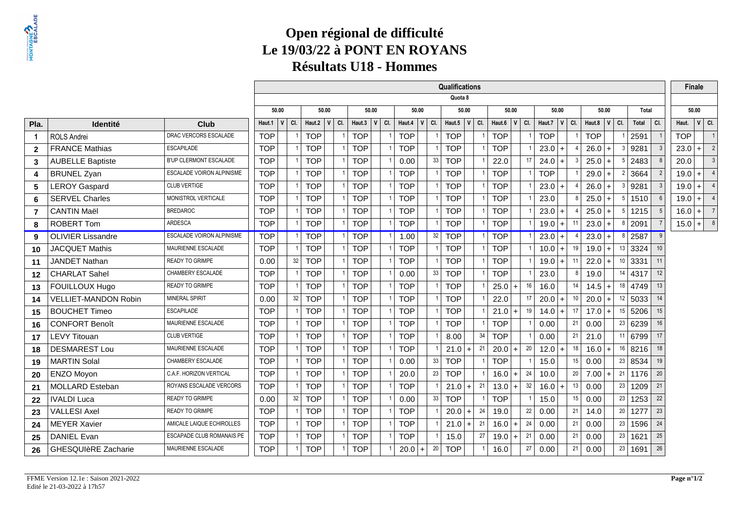# Open régional de difficulté
# Le 19/03/22 à PONT EN ROYANS
# Résultats U18 - Hommes

| | | | Qualifications | | | | | | | | | | | | | | | | | | | | | | | | | | Finale | | |
|---|---|---|---|---|---|---|---|---|---|---|---|---|---|---|---|---|---|---|---|---|---|---|---|---|---|---|---|---|---|---|---|
| | | | Quota 8 | | | | | | | | | | | | | | | | | | | | | | | | | | | | |
| | | | 50.00 | | | 50.00 | | | 50.00 | | | 50.00 | | | 50.00 | | | 50.00 | | | 50.00 | | | 50.00 | | | Total | | 50.00 | | |
| Pla. | Identité | Club | Haut.1 | V | Cl. | Haut.2 | V | Cl. | Haut.3 | V | Cl. | Haut.4 | V | Cl. | Haut.5 | V | Cl. | Haut.6 | V | Cl. | Haut.7 | V | Cl. | Haut.8 | V | Cl. | Total | Cl. | Haut. | V | Cl. |
| 1 | ROLS Andrei | DRAC VERCORS ESCALADE | TOP | | 1 | TOP | | 1 | TOP | | 1 | TOP | | 1 | TOP | | 1 | TOP | | 1 | TOP | | 1 | TOP | | 1 | 2591 | 1 | TOP | | 1 |
| 2 | FRANCE Mathias | ESCAPILADE | TOP | | 1 | TOP | | 1 | TOP | | 1 | TOP | | 1 | TOP | | 1 | TOP | | 1 | 23.0 | + | 4 | 26.0 | + | 3 | 9281 | 3 | 23.0 | + | 2 |
| 3 | AUBELLE Baptiste | B'UP CLERMONT ESCALADE | TOP | | 1 | TOP | | 1 | TOP | | 1 | 0.00 | | 33 | TOP | | 1 | 22.0 | | 17 | 24.0 | + | 3 | 25.0 | + | 5 | 2483 | 8 | 20.0 | | 3 |
| 4 | BRUNEL Zyan | ESCALADE VOIRON ALPINISME | TOP | | 1 | TOP | | 1 | TOP | | 1 | TOP | | 1 | TOP | | 1 | TOP | | 1 | TOP | | 1 | 29.0 | + | 2 | 3664 | 2 | 19.0 | + | 4 |
| 5 | LEROY Gaspard | CLUB VERTIGE | TOP | | 1 | TOP | | 1 | TOP | | 1 | TOP | | 1 | TOP | | 1 | TOP | | 1 | 23.0 | + | 4 | 26.0 | + | 3 | 9281 | 3 | 19.0 | + | 4 |
| 6 | SERVEL Charles | MONISTROL VERTICALE | TOP | | 1 | TOP | | 1 | TOP | | 1 | TOP | | 1 | TOP | | 1 | TOP | | 1 | 23.0 | | 8 | 25.0 | + | 5 | 1510 | 6 | 19.0 | + | 4 |
| 7 | CANTIN Maël | BREDAROC | TOP | | 1 | TOP | | 1 | TOP | | 1 | TOP | | 1 | TOP | | 1 | TOP | | 1 | 23.0 | + | 4 | 25.0 | + | 5 | 1215 | 5 | 16.0 | + | 7 |
| 8 | ROBERT Tom | ARDESCA | TOP | | 1 | TOP | | 1 | TOP | | 1 | TOP | | 1 | TOP | | 1 | TOP | | 1 | 19.0 | + | 11 | 23.0 | + | 8 | 2091 | 7 | 15.0 | + | 8 |
| 9 | OLIVIER Lissandre | ESCALADE VOIRON ALPINISME | TOP | | 1 | TOP | | 1 | TOP | | 1 | 1.00 | | 32 | TOP | | 1 | TOP | | 1 | 23.0 | + | 4 | 23.0 | + | 8 | 2587 | 9 | | | |
| 10 | JACQUET Mathis | MAURIENNE ESCALADE | TOP | | 1 | TOP | | 1 | TOP | | 1 | TOP | | 1 | TOP | | 1 | TOP | | 1 | 10.0 | + | 19 | 19.0 | + | 13 | 3324 | 10 | | | |
| 11 | JANDET Nathan | READY TO GRIMPE | 0.00 | | 32 | TOP | | 1 | TOP | | 1 | TOP | | 1 | TOP | | 1 | TOP | | 1 | 19.0 | + | 11 | 22.0 | + | 10 | 3331 | 11 | | | |
| 12 | CHARLAT Sahel | CHAMBERY ESCALADE | TOP | | 1 | TOP | | 1 | TOP | | 1 | 0.00 | | 33 | TOP | | 1 | TOP | | 1 | 23.0 | | 8 | 19.0 | | 14 | 4317 | 12 | | | |
| 13 | FOUILLOUX Hugo | READY TO GRIMPE | TOP | | 1 | TOP | | 1 | TOP | | 1 | TOP | | 1 | TOP | | 1 | 25.0 | + | 16 | 16.0 | | 14 | 14.5 | + | 18 | 4749 | 13 | | | |
| 14 | VELLIET-MANDON Robin | MINERAL SPIRIT | 0.00 | | 32 | TOP | | 1 | TOP | | 1 | TOP | | 1 | TOP | | 1 | 22.0 | | 17 | 20.0 | + | 10 | 20.0 | + | 12 | 5033 | 14 | | | |
| 15 | BOUCHET Timeo | ESCAPILADE | TOP | | 1 | TOP | | 1 | TOP | | 1 | TOP | | 1 | TOP | | 1 | 21.0 | + | 19 | 14.0 | + | 17 | 17.0 | + | 15 | 5206 | 15 | | | |
| 16 | CONFORT Benoît | MAURIENNE ESCALADE | TOP | | 1 | TOP | | 1 | TOP | | 1 | TOP | | 1 | TOP | | 1 | TOP | | 1 | 0.00 | | 21 | 0.00 | | 23 | 6239 | 16 | | | |
| 17 | LEVY Titouan | CLUB VERTIGE | TOP | | 1 | TOP | | 1 | TOP | | 1 | TOP | | 1 | 8.00 | | 34 | TOP | | 1 | 0.00 | | 21 | 21.0 | | 11 | 6799 | 17 | | | |
| 18 | DESMAREST Lou | MAURIENNE ESCALADE | TOP | | 1 | TOP | | 1 | TOP | | 1 | TOP | | 1 | 21.0 | + | 21 | 20.0 | + | 20 | 12.0 | + | 18 | 16.0 | + | 16 | 8216 | 18 | | | |
| 19 | MARTIN Solal | CHAMBERY ESCALADE | TOP | | 1 | TOP | | 1 | TOP | | 1 | 0.00 | | 33 | TOP | | 1 | TOP | | 1 | 15.0 | | 15 | 0.00 | | 23 | 8534 | 19 | | | |
| 20 | ENZO Moyon | C.A.F. HORIZON VERTICAL | TOP | | 1 | TOP | | 1 | TOP | | 1 | 20.0 | | 23 | TOP | | 1 | 16.0 | + | 24 | 10.0 | | 20 | 7.00 | + | 21 | 1176 | 20 | | | |
| 21 | MOLLARD Esteban | ROYANS ESCALADE VERCORS | TOP | | 1 | TOP | | 1 | TOP | | 1 | TOP | | 1 | 21.0 | + | 21 | 13.0 | + | 32 | 16.0 | + | 13 | 0.00 | | 23 | 1209 | 21 | | | |
| 22 | IVALDI Luca | READY TO GRIMPE | 0.00 | | 32 | TOP | | 1 | TOP | | 1 | 0.00 | | 33 | TOP | | 1 | TOP | | 1 | 15.0 | | 15 | 0.00 | | 23 | 1253 | 22 | | | |
| 23 | VALLESI Axel | READY TO GRIMPE | TOP | | 1 | TOP | | 1 | TOP | | 1 | TOP | | 1 | 20.0 | + | 24 | 19.0 | | 22 | 0.00 | | 21 | 14.0 | | 20 | 1277 | 23 | | | |
| 24 | MEYER Xavier | AMICALE LAIQUE ECHIROLLES | TOP | | 1 | TOP | | 1 | TOP | | 1 | TOP | | 1 | 21.0 | + | 21 | 16.0 | + | 24 | 0.00 | | 21 | 0.00 | | 23 | 1596 | 24 | | | |
| 25 | DANIEL Evan | ESCAPADE CLUB ROMANAIS PE | TOP | | 1 | TOP | | 1 | TOP | | 1 | TOP | | 1 | 15.0 | | 27 | 19.0 | + | 21 | 0.00 | | 21 | 0.00 | | 23 | 1621 | 25 | | | |
| 26 | GHESQUIèRE Zacharie | MAURIENNE ESCALADE | TOP | | 1 | TOP | | 1 | TOP | | 1 | 20.0 | + | 20 | TOP | | 1 | 16.0 | | 27 | 0.00 | | 21 | 0.00 | | 23 | 1691 | 26 | | | |

FFME Version 12.1e : Saison 2021-2022
Edité le 21-03-2022 à 17h57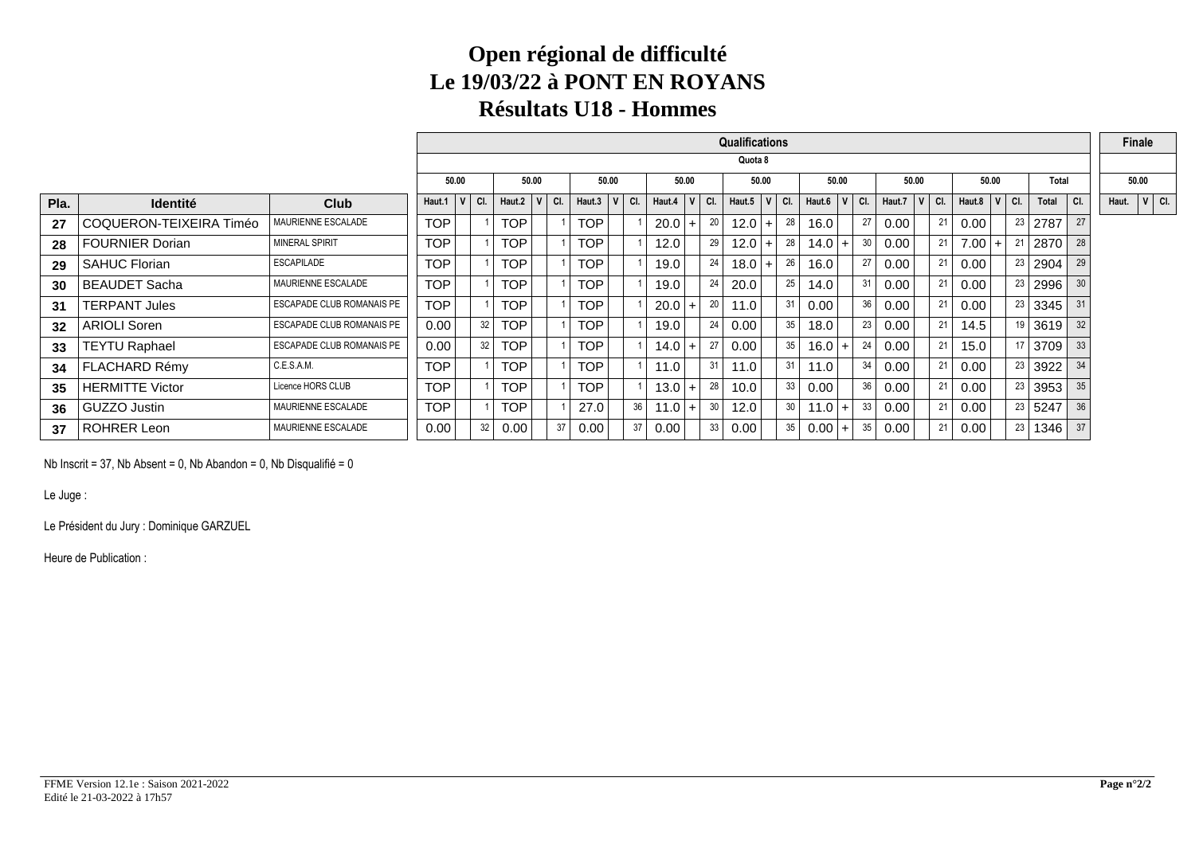# Open régional de difficulté
# Le 19/03/22 à PONT EN ROYANS
# Résultats U18 - Hommes

| | | | Qualifications | | | | | | | | | | | | | | | | | | | | | | | | Finale | | |
|---|---|---|---|---|---|---|---|---|---|---|---|---|---|---|---|---|---|---|---|---|---|---|---|---|---|---|---|---|---|
| | | | Quota 8 | | | | | | | | | | | | | | | | | | | | | | | | | | |
| | | | 50.00 | | | 50.00 | | | 50.00 | | | 50.00 | | | 50.00 | | | 50.00 | | | 50.00 | | | 50.00 | | | Total | | 50.00 | | |
| Pla. | Identité | Club | Haut.1 | V | Cl. | Haut.2 | V | Cl. | Haut.3 | V | Cl. | Haut.4 | V | Cl. | Haut.5 | V | Cl. | Haut.6 | V | Cl. | Haut.7 | V | Cl. | Haut.8 | V | Cl. | Total | Cl. | Haut. | V | Cl. |
| 27 | COQUERON-TEIXEIRA Timéo | MAURIENNE ESCALADE | TOP | | 1 | TOP | | 1 | TOP | | 1 | 20.0 | + | 20 | 12.0 | + | 28 | 16.0 | | 27 | 0.00 | | 21 | 0.00 | | 23 | 2787 | 27 | | | |
| 28 | FOURNIER Dorian | MINERAL SPIRIT | TOP | | 1 | TOP | | 1 | TOP | | 1 | 12.0 | | 29 | 12.0 | + | 28 | 14.0 | + | 30 | 0.00 | | 21 | 7.00 | + | 21 | 2870 | 28 | | | |
| 29 | SAHUC Florian | ESCAPILADE | TOP | | 1 | TOP | | 1 | TOP | | 1 | 19.0 | | 24 | 18.0 | + | 26 | 16.0 | | 27 | 0.00 | | 21 | 0.00 | | 23 | 2904 | 29 | | | |
| 30 | BEAUDET Sacha | MAURIENNE ESCALADE | TOP | | 1 | TOP | | 1 | TOP | | 1 | 19.0 | | 24 | 20.0 | | 25 | 14.0 | | 31 | 0.00 | | 21 | 0.00 | | 23 | 2996 | 30 | | | |
| 31 | TERPANT Jules | ESCAPADE CLUB ROMANAIS PE | TOP | | 1 | TOP | | 1 | TOP | | 1 | 20.0 | + | 20 | 11.0 | | 31 | 0.00 | | 36 | 0.00 | | 21 | 0.00 | | 23 | 3345 | 31 | | | |
| 32 | ARIOLI Soren | ESCAPADE CLUB ROMANAIS PE | 0.00 | | 32 | TOP | | 1 | TOP | | 1 | 19.0 | | 24 | 0.00 | | 35 | 18.0 | | 23 | 0.00 | | 21 | 14.5 | | 19 | 3619 | 32 | | | |
| 33 | TEYTU Raphael | ESCAPADE CLUB ROMANAIS PE | 0.00 | | 32 | TOP | | 1 | TOP | | 1 | 14.0 | + | 27 | 0.00 | | 35 | 16.0 | + | 24 | 0.00 | | 21 | 15.0 | | 17 | 3709 | 33 | | | |
| 34 | FLACHARD Rémy | C.E.S.A.M. | TOP | | 1 | TOP | | 1 | TOP | | 1 | 11.0 | | 31 | 11.0 | | 31 | 11.0 | | 34 | 0.00 | | 21 | 0.00 | | 23 | 3922 | 34 | | | |
| 35 | HERMITTE Victor | Licence HORS CLUB | TOP | | 1 | TOP | | 1 | TOP | | 1 | 13.0 | + | 28 | 10.0 | | 33 | 0.00 | | 36 | 0.00 | | 21 | 0.00 | | 23 | 3953 | 35 | | | |
| 36 | GUZZO Justin | MAURIENNE ESCALADE | TOP | | 1 | TOP | | 1 | 27.0 | | 36 | 11.0 | + | 30 | 12.0 | | 30 | 11.0 | + | 33 | 0.00 | | 21 | 0.00 | | 23 | 5247 | 36 | | | |
| 37 | ROHRER Leon | MAURIENNE ESCALADE | 0.00 | | 32 | 0.00 | | 37 | 0.00 | | 37 | 0.00 | | 33 | 0.00 | | 35 | 0.00 | + | 35 | 0.00 | | 21 | 0.00 | | 23 | 1346 | 37 | | | |

Nb Inscrit = 37, Nb Absent = 0, Nb Abandon = 0, Nb Disqualifié = 0

Le Juge :

Le Président du Jury : Dominique GARZUEL

Heure de Publication :

FFME Version 12.1e : Saison 2021-2022
Edité le 21-03-2022 à 17h57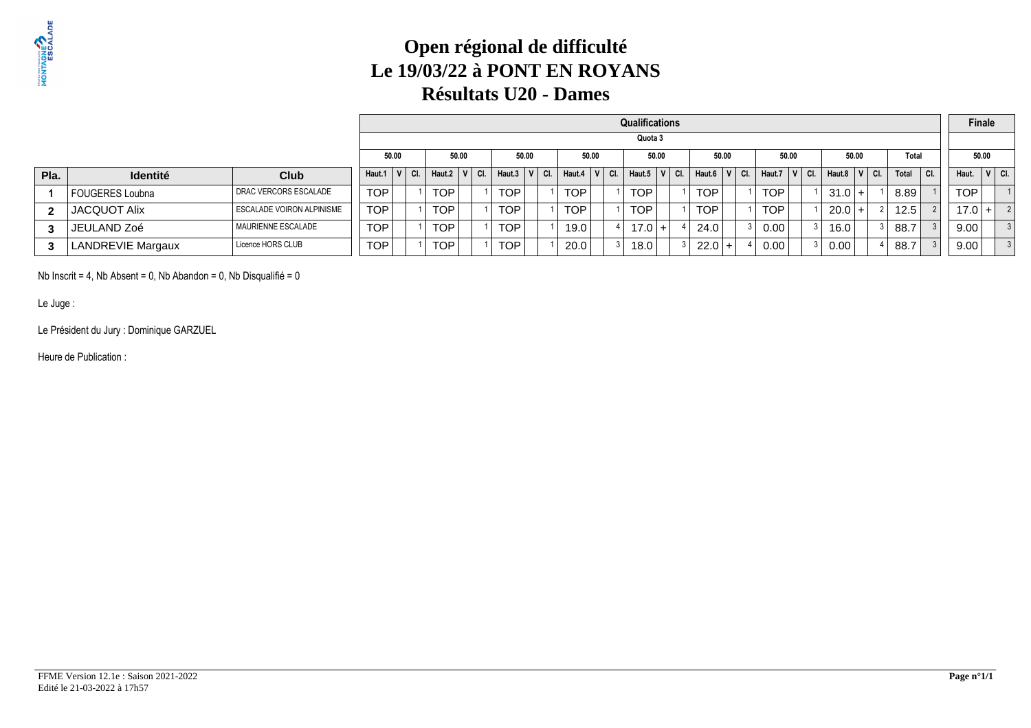# Open régional de difficulté
# Le 19/03/22 à PONT EN ROYANS
# Résultats U20 - Dames

| | | | Qualifications | | | | | | | | | | | | | | | | | | | | | | | | | | Finale | | |
|---|---|---|---|---|---|---|---|---|---|---|---|---|---|---|---|---|---|---|---|---|---|---|---|---|---|---|---|---|---|---|---|
| | | | Quota 3 | | | | | | | | | | | | | | | | | | | | | | | | | | | | |
| | | | 50.00 | | | 50.00 | | | 50.00 | | | 50.00 | | | 50.00 | | | 50.00 | | | 50.00 | | | 50.00 | | | Total | | 50.00 | | |
| Pla. | Identité | Club | Haut.1 | V | Cl. | Haut.2 | V | Cl. | Haut.3 | V | Cl. | Haut.4 | V | Cl. | Haut.5 | V | Cl. | Haut.6 | V | Cl. | Haut.7 | V | Cl. | Haut.8 | V | Cl. | Total | Cl. | Haut. | V | Cl. |
| 1 | FOUGERES Loubna | DRAC VERCORS ESCALADE | TOP | | 1 | TOP | | 1 | TOP | | 1 | TOP | | 1 | TOP | | 1 | TOP | | 1 | TOP | | 1 | 31.0 | + | 1 | 8.89 | 1 | TOP | | 1 |
| 2 | JACQUOT Alix | ESCALADE VOIRON ALPINISME | TOP | | 1 | TOP | | 1 | TOP | | 1 | TOP | | 1 | TOP | | 1 | TOP | | 1 | TOP | | 1 | 20.0 | + | 2 | 12.5 | 2 | 17.0 | + | 2 |
| 3 | JEULAND Zoé | MAURIENNE ESCALADE | TOP | | 1 | TOP | | 1 | TOP | | 1 | 19.0 | | 4 | 17.0 | + | 4 | 24.0 | | 3 | 0.00 | | 3 | 16.0 | | 3 | 88.7 | 3 | 9.00 | | 3 |
| 3 | LANDREVIE Margaux | Licence HORS CLUB | TOP | | 1 | TOP | | 1 | TOP | | 1 | 20.0 | | 3 | 18.0 | | 3 | 22.0 | + | 4 | 0.00 | | 3 | 0.00 | | 4 | 88.7 | 3 | 9.00 | | 3 |

Nb Inscrit = 4, Nb Absent = 0, Nb Abandon = 0, Nb Disqualifié = 0

Le Juge :

Le Président du Jury : Dominique GARZUEL

Heure de Publication :

FFME Version 12.1e : Saison 2021-2022
Edité le 21-03-2022 à 17h57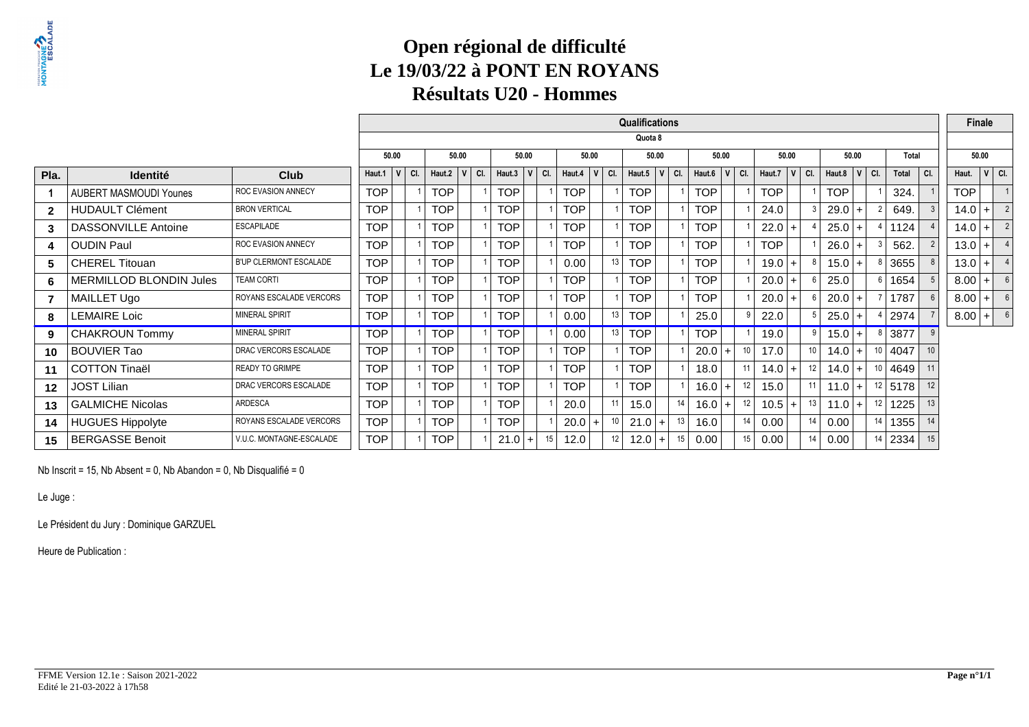# Open régional de difficulté
# Le 19/03/22 à PONT EN ROYANS
# Résultats U20 - Hommes

| | | | Qualifications | | | | | | | | | | | | | | | | | | | | | | | | | | Finale | | |
|---|---|---|---|---|---|---|---|---|---|---|---|---|---|---|---|---|---|---|---|---|---|---|---|---|---|---|---|---|---|---|---|
| | | | Quota 8 | | | | | | | | | | | | | | | | | | | | | | | | | | | | |
| | | | 50.00 | | | 50.00 | | | 50.00 | | | 50.00 | | | 50.00 | | | 50.00 | | | 50.00 | | | 50.00 | | | Total | | 50.00 | | |
| Pla. | Identité | Club | Haut.1 | V | Cl. | Haut.2 | V | Cl. | Haut.3 | V | Cl. | Haut.4 | V | Cl. | Haut.5 | V | Cl. | Haut.6 | V | Cl. | Haut.7 | V | Cl. | Haut.8 | V | Cl. | Total | Cl. | Haut. | V | Cl. |
| 1 | AUBERT MASMOUDI Younes | ROC EVASION ANNECY | TOP | | 1 | TOP | | 1 | TOP | | 1 | TOP | | 1 | TOP | | 1 | TOP | | 1 | TOP | | 1 | TOP | | 1 | 324. | 1 | TOP | | 1 |
| 2 | HUDAULT Clément | BRON VERTICAL | TOP | | 1 | TOP | | 1 | TOP | | 1 | TOP | | 1 | TOP | | 1 | TOP | | 1 | 24.0 | | 3 | 29.0 | + | 2 | 649. | 3 | 14.0 | + | 2 |
| 3 | DASSONVILLE Antoine | ESCAPILADE | TOP | | 1 | TOP | | 1 | TOP | | 1 | TOP | | 1 | TOP | | 1 | TOP | | 1 | 22.0 | + | 4 | 25.0 | + | 4 | 1124 | 4 | 14.0 | + | 2 |
| 4 | OUDIN Paul | ROC EVASION ANNECY | TOP | | 1 | TOP | | 1 | TOP | | 1 | TOP | | 1 | TOP | | 1 | TOP | | 1 | TOP | | 1 | 26.0 | + | 3 | 562. | 2 | 13.0 | + | 4 |
| 5 | CHEREL Titouan | B'UP CLERMONT ESCALADE | TOP | | 1 | TOP | | 1 | TOP | | 1 | 0.00 | | 13 | TOP | | 1 | TOP | | 1 | 19.0 | + | 8 | 15.0 | + | 8 | 3655 | 8 | 13.0 | + | 4 |
| 6 | MERMILLOD BLONDIN Jules | TEAM CORTI | TOP | | 1 | TOP | | 1 | TOP | | 1 | TOP | | 1 | TOP | | 1 | TOP | | 1 | 20.0 | + | 6 | 25.0 | | 6 | 1654 | 5 | 8.00 | + | 6 |
| 7 | MAILLET Ugo | ROYANS ESCALADE VERCORS | TOP | | 1 | TOP | | 1 | TOP | | 1 | TOP | | 1 | TOP | | 1 | TOP | | 1 | 20.0 | + | 6 | 20.0 | + | 7 | 1787 | 6 | 8.00 | + | 6 |
| 8 | LEMAIRE Loic | MINERAL SPIRIT | TOP | | 1 | TOP | | 1 | TOP | | 1 | 0.00 | | 13 | TOP | | 1 | 25.0 | | 9 | 22.0 | | 5 | 25.0 | + | 4 | 2974 | 7 | 8.00 | + | 6 |
| 9 | CHAKROUN Tommy | MINERAL SPIRIT | TOP | | 1 | TOP | | 1 | TOP | | 1 | 0.00 | | 13 | TOP | | 1 | TOP | | 1 | 19.0 | | 9 | 15.0 | + | 8 | 3877 | 9 | | | |
| 10 | BOUVIER Tao | DRAC VERCORS ESCALADE | TOP | | 1 | TOP | | 1 | TOP | | 1 | TOP | | 1 | TOP | | 1 | 20.0 | + | 10 | 17.0 | | 10 | 14.0 | + | 10 | 4047 | 10 | | | |
| 11 | COTTON Tinaël | READY TO GRIMPE | TOP | | 1 | TOP | | 1 | TOP | | 1 | TOP | | 1 | TOP | | 1 | 18.0 | | 11 | 14.0 | + | 12 | 14.0 | + | 10 | 4649 | 11 | | | |
| 12 | JOST Lilian | DRAC VERCORS ESCALADE | TOP | | 1 | TOP | | 1 | TOP | | 1 | TOP | | 1 | TOP | | 1 | 16.0 | + | 12 | 15.0 | | 11 | 11.0 | + | 12 | 5178 | 12 | | | |
| 13 | GALMICHE Nicolas | ARDESCA | TOP | | 1 | TOP | | 1 | TOP | | 1 | 20.0 | | 11 | 15.0 | | 14 | 16.0 | + | 12 | 10.5 | + | 13 | 11.0 | + | 12 | 1225 | 13 | | | |
| 14 | HUGUES Hippolyte | ROYANS ESCALADE VERCORS | TOP | | 1 | TOP | | 1 | TOP | | 1 | 20.0 | + | 10 | 21.0 | + | 13 | 16.0 | | 14 | 0.00 | | 14 | 0.00 | | 14 | 1355 | 14 | | | |
| 15 | BERGASSE Benoit | V.U.C. MONTAGNE-ESCALADE | TOP | | 1 | TOP | | 1 | 21.0 | + | 15 | 12.0 | | 12 | 12.0 | + | 15 | 0.00 | | 15 | 0.00 | | 14 | 0.00 | | 14 | 2334 | 15 | | | |

Nb Inscrit = 15, Nb Absent = 0, Nb Abandon = 0, Nb Disqualifié = 0

Le Juge :

Le Président du Jury : Dominique GARZUEL

Heure de Publication :

FFME Version 12.1e : Saison 2021-2022
Edité le 21-03-2022 à 17h58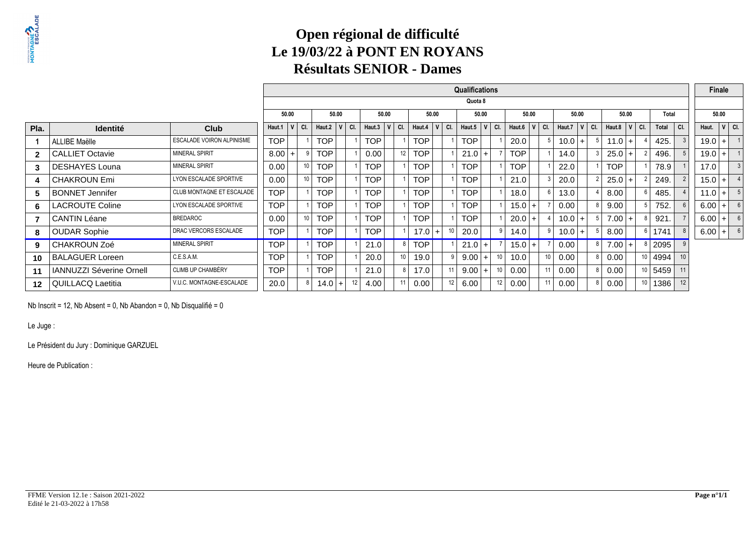# Open régional de difficulté
# Le 19/03/22 à PONT EN ROYANS
# Résultats SENIOR - Dames

| | | | Qualifications | | | | | | | | | | | | | | | | | | | | | | | | | | Finale | | |
|---|---|---|---|---|---|---|---|---|---|---|---|---|---|---|---|---|---|---|---|---|---|---|---|---|---|---|---|---|---|---|---|
| | | | Quota 8 | | | | | | | | | | | | | | | | | | | | | | | | | | | | |
| | | | 50.00 | | | 50.00 | | | 50.00 | | | 50.00 | | | 50.00 | | | 50.00 | | | 50.00 | | | 50.00 | | | Total | | 50.00 | | |
| Pla. | Identité | Club | Haut.1 | V | Cl. | Haut.2 | V | Cl. | Haut.3 | V | Cl. | Haut.4 | V | Cl. | Haut.5 | V | Cl. | Haut.6 | V | Cl. | Haut.7 | V | Cl. | Haut.8 | V | Cl. | Total | Cl. | Haut. | V | Cl. |
| 1 | ALLIBE Maëlle | ESCALADE VOIRON ALPINISME | TOP | | 1 | TOP | | 1 | TOP | | 1 | TOP | | 1 | TOP | | 1 | 20.0 | | 5 | 10.0 | + | 5 | 11.0 | + | 4 | 425. | 3 | 19.0 | + | 1 |
| 2 | CALLIET Octavie | MINERAL SPIRIT | 8.00 | + | 9 | TOP | | 1 | 0.00 | | 12 | TOP | | 1 | 21.0 | + | 7 | TOP | | 1 | 14.0 | | 3 | 25.0 | + | 2 | 496. | 5 | 19.0 | + | 1 |
| 3 | DESHAYES Louna | MINERAL SPIRIT | 0.00 | | 10 | TOP | | 1 | TOP | | 1 | TOP | | 1 | TOP | | 1 | TOP | | 1 | 22.0 | | 1 | TOP | | 1 | 78.9 | 1 | 17.0 | | 3 |
| 4 | CHAKROUN Emi | LYON ESCALADE SPORTIVE | 0.00 | | 10 | TOP | | 1 | TOP | | 1 | TOP | | 1 | TOP | | 1 | 21.0 | | 3 | 20.0 | | 2 | 25.0 | + | 2 | 249. | 2 | 15.0 | + | 4 |
| 5 | BONNET Jennifer | CLUB MONTAGNE ET ESCALADE | TOP | | 1 | TOP | | 1 | TOP | | 1 | TOP | | 1 | TOP | | 1 | 18.0 | | 6 | 13.0 | | 4 | 8.00 | | 6 | 485. | 4 | 11.0 | + | 5 |
| 6 | LACROUTE Coline | LYON ESCALADE SPORTIVE | TOP | | 1 | TOP | | 1 | TOP | | 1 | TOP | | 1 | TOP | | 1 | 15.0 | + | 7 | 0.00 | | 8 | 9.00 | | 5 | 752. | 6 | 6.00 | + | 6 |
| 7 | CANTIN Léane | BREDAROC | 0.00 | | 10 | TOP | | 1 | TOP | | 1 | TOP | | 1 | TOP | | 1 | 20.0 | + | 4 | 10.0 | + | 5 | 7.00 | + | 8 | 921. | 7 | 6.00 | + | 6 |
| 8 | OUDAR Sophie | DRAC VERCORS ESCALADE | TOP | | 1 | TOP | | 1 | TOP | | 1 | 17.0 | + | 10 | 20.0 | | 9 | 14.0 | | 9 | 10.0 | + | 5 | 8.00 | | 6 | 1741 | 8 | 6.00 | + | 6 |
| 9 | CHAKROUN Zoé | MINERAL SPIRIT | TOP | | 1 | TOP | | 1 | 21.0 | | 8 | TOP | | 1 | 21.0 | + | 7 | 15.0 | + | 7 | 0.00 | | 8 | 7.00 | + | 8 | 2095 | 9 | | | |
| 10 | BALAGUER Loreen | C.E.S.A.M. | TOP | | 1 | TOP | | 1 | 20.0 | | 10 | 19.0 | | 9 | 9.00 | + | 10 | 10.0 | | 10 | 0.00 | | 8 | 0.00 | | 10 | 4994 | 10 | | | |
| 11 | IANNUZZI Séverine Ornell | CLIMB UP CHAMBÉRY | TOP | | 1 | TOP | | 1 | 21.0 | | 8 | 17.0 | | 11 | 9.00 | + | 10 | 0.00 | | 11 | 0.00 | | 8 | 0.00 | | 10 | 5459 | 11 | | | |
| 12 | QUILLACQ Laetitia | V.U.C. MONTAGNE-ESCALADE | 20.0 | | 8 | 14.0 | + | 12 | 4.00 | | 11 | 0.00 | | 12 | 6.00 | | 12 | 0.00 | | 11 | 0.00 | | 8 | 0.00 | | 10 | 1386 | 12 | | | |

Nb Inscrit = 12, Nb Absent = 0, Nb Abandon = 0, Nb Disqualifié = 0

Le Juge :

Le Président du Jury : Dominique GARZUEL

Heure de Publication :

FFME Version 12.1e : Saison 2021-2022
Edité le 21-03-2022 à 17h58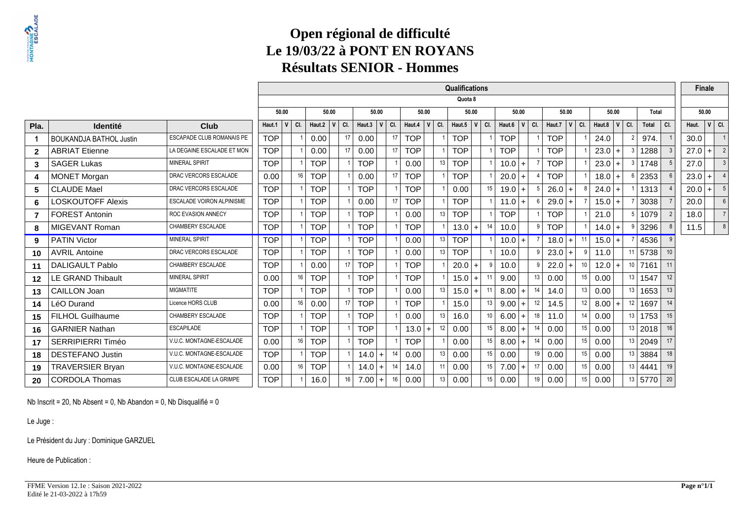# Open régional de difficulté
# Le 19/03/22 à PONT EN ROYANS
# Résultats SENIOR - Hommes

| | | | Qualifications | | | | | | | | | | | | | | | | | | | | | | | | | | Finale | | |
|---|---|---|---|---|---|---|---|---|---|---|---|---|---|---|---|---|---|---|---|---|---|---|---|---|---|---|---|---|---|---|---|
| | | | Quota 8 | | | | | | | | | | | | | | | | | | | | | | | | | | | | |
| | | | 50.00 | | | 50.00 | | | 50.00 | | | 50.00 | | | 50.00 | | | 50.00 | | | 50.00 | | | 50.00 | | | Total | | 50.00 | | |
| Pla. | Identité | Club | Haut.1 | V | Cl. | Haut.2 | V | Cl. | Haut.3 | V | Cl. | Haut.4 | V | Cl. | Haut.5 | V | Cl. | Haut.6 | V | Cl. | Haut.7 | V | Cl. | Haut.8 | V | Cl. | Total | Cl. | Haut. | V | Cl. |
| 1 | BOUKANDJA BATHOL Justin | ESCAPADE CLUB ROMANAIS PE | TOP | | 1 | 0.00 | | 17 | 0.00 | | 17 | TOP | | 1 | TOP | | 1 | TOP | | 1 | TOP | | 1 | 24.0 | | 2 | 974. | 1 | 30.0 | | 1 |
| 2 | ABRIAT Etienne | LA DEGAINE ESCALADE ET MON | TOP | | 1 | 0.00 | | 17 | 0.00 | | 17 | TOP | | 1 | TOP | | 1 | TOP | | 1 | TOP | | 1 | 23.0 | + | 3 | 1288 | 3 | 27.0 | + | 2 |
| 3 | SAGER Lukas | MINERAL SPIRIT | TOP | | 1 | TOP | | 1 | TOP | | 1 | 0.00 | | 13 | TOP | | 1 | 10.0 | + | 7 | TOP | | 1 | 23.0 | + | 3 | 1748 | 5 | 27.0 | | 3 |
| 4 | MONET Morgan | DRAC VERCORS ESCALADE | 0.00 | | 16 | TOP | | 1 | 0.00 | | 17 | TOP | | 1 | TOP | | 1 | 20.0 | + | 4 | TOP | | 1 | 18.0 | + | 6 | 2353 | 6 | 23.0 | + | 4 |
| 5 | CLAUDE Mael | DRAC VERCORS ESCALADE | TOP | | 1 | TOP | | 1 | TOP | | 1 | TOP | | 1 | 0.00 | | 15 | 19.0 | + | 5 | 26.0 | + | 8 | 24.0 | + | 1 | 1313 | 4 | 20.0 | + | 5 |
| 6 | LOSKOUTOFF Alexis | ESCALADE VOIRON ALPINISME | TOP | | 1 | TOP | | 1 | 0.00 | | 17 | TOP | | 1 | TOP | | 1 | 11.0 | + | 6 | 29.0 | + | 7 | 15.0 | + | 7 | 3038 | 7 | 20.0 | | 6 |
| 7 | FOREST Antonin | ROC EVASION ANNECY | TOP | | 1 | TOP | | 1 | TOP | | 1 | 0.00 | | 13 | TOP | | 1 | TOP | | 1 | TOP | | 1 | 21.0 | | 5 | 1079 | 2 | 18.0 | | 7 |
| 8 | MIGEVANT Roman | CHAMBERY ESCALADE | TOP | | 1 | TOP | | 1 | TOP | | 1 | TOP | | 1 | 13.0 | + | 14 | 10.0 | | 9 | TOP | | 1 | 14.0 | + | 9 | 3296 | 8 | 11.5 | | 8 |
| 9 | PATIN Victor | MINERAL SPIRIT | TOP | | 1 | TOP | | 1 | TOP | | 1 | 0.00 | | 13 | TOP | | 1 | 10.0 | + | 7 | 18.0 | + | 11 | 15.0 | + | 7 | 4536 | 9 | | | |
| 10 | AVRIL Antoine | DRAC VERCORS ESCALADE | TOP | | 1 | TOP | | 1 | TOP | | 1 | 0.00 | | 13 | TOP | | 1 | 10.0 | | 9 | 23.0 | + | 9 | 11.0 | | 11 | 5738 | 10 | | | |
| 11 | DALIGAULT Pablo | CHAMBERY ESCALADE | TOP | | 1 | 0.00 | | 17 | TOP | | 1 | TOP | | 1 | 20.0 | + | 9 | 10.0 | | 9 | 22.0 | + | 10 | 12.0 | + | 10 | 7161 | 11 | | | |
| 12 | LE GRAND Thibault | MINERAL SPIRIT | 0.00 | | 16 | TOP | | 1 | TOP | | 1 | TOP | | 1 | 15.0 | + | 11 | 9.00 | | 13 | 0.00 | | 15 | 0.00 | | 13 | 1547 | 12 | | | |
| 13 | CAILLON Joan | MIGMATITE | TOP | | 1 | TOP | | 1 | TOP | | 1 | 0.00 | | 13 | 15.0 | + | 11 | 8.00 | + | 14 | 14.0 | | 13 | 0.00 | | 13 | 1653 | 13 | | | |
| 14 | LéO Durand | Licence HORS CLUB | 0.00 | | 16 | 0.00 | | 17 | TOP | | 1 | TOP | | 1 | 15.0 | | 13 | 9.00 | + | 12 | 14.5 | | 12 | 8.00 | + | 12 | 1697 | 14 | | | |
| 15 | FILHOL Guilhaume | CHAMBERY ESCALADE | TOP | | 1 | TOP | | 1 | TOP | | 1 | 0.00 | | 13 | 16.0 | | 10 | 6.00 | + | 18 | 11.0 | | 14 | 0.00 | | 13 | 1753 | 15 | | | |
| 16 | GARNIER Nathan | ESCAPILADE | TOP | | 1 | TOP | | 1 | TOP | | 1 | 13.0 | + | 12 | 0.00 | | 15 | 8.00 | + | 14 | 0.00 | | 15 | 0.00 | | 13 | 2018 | 16 | | | |
| 17 | SERRIPIERRI Timéo | V.U.C. MONTAGNE-ESCALADE | 0.00 | | 16 | TOP | | 1 | TOP | | 1 | TOP | | 1 | 0.00 | | 15 | 8.00 | + | 14 | 0.00 | | 15 | 0.00 | | 13 | 2049 | 17 | | | |
| 18 | DESTEFANO Justin | V.U.C. MONTAGNE-ESCALADE | TOP | | 1 | TOP | | 1 | 14.0 | + | 14 | 0.00 | | 13 | 0.00 | | 15 | 0.00 | | 19 | 0.00 | | 15 | 0.00 | | 13 | 3884 | 18 | | | |
| 19 | TRAVERSIER Bryan | V.U.C. MONTAGNE-ESCALADE | 0.00 | | 16 | TOP | | 1 | 14.0 | + | 14 | 14.0 | | 11 | 0.00 | | 15 | 7.00 | + | 17 | 0.00 | | 15 | 0.00 | | 13 | 4441 | 19 | | | |
| 20 | CORDOLA Thomas | CLUB ESCALADE LA GRIMPE | TOP | | 1 | 16.0 | | 16 | 7.00 | + | 16 | 0.00 | | 13 | 0.00 | | 15 | 0.00 | | 19 | 0.00 | | 15 | 0.00 | | 13 | 5770 | 20 | | | |

Nb Inscrit = 20, Nb Absent = 0, Nb Abandon = 0, Nb Disqualifié = 0

Le Juge :

Le Président du Jury : Dominique GARZUEL

Heure de Publication :

FFME Version 12.1e : Saison 2021-2022
Edité le 21-03-2022 à 17h59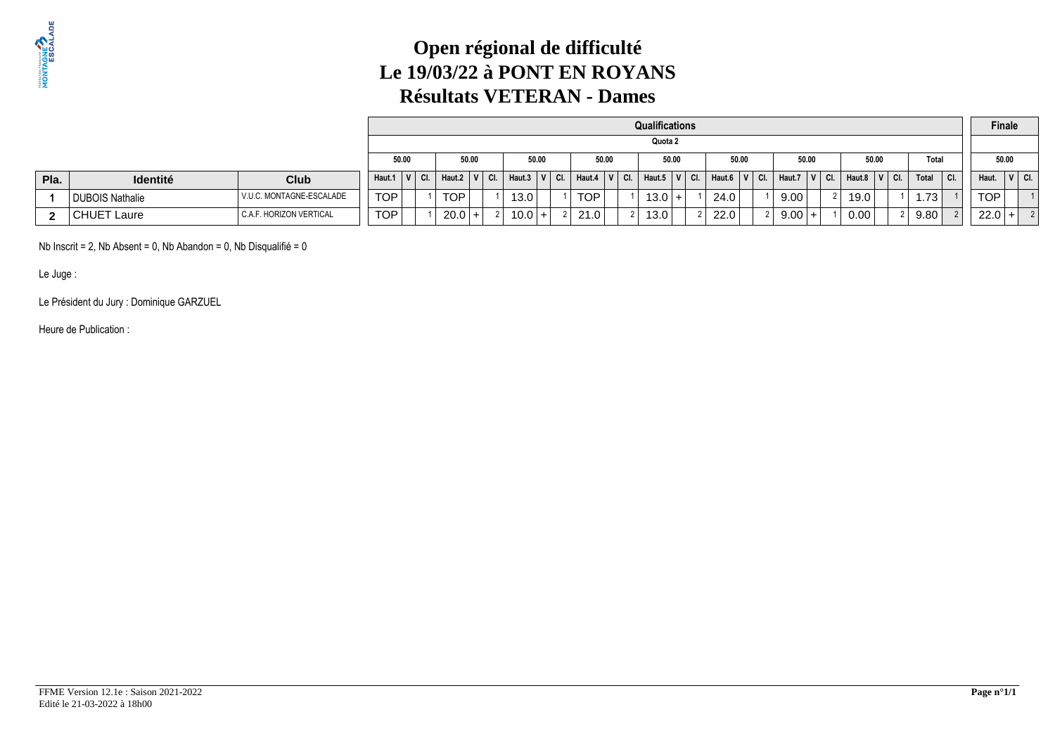# Open régional de difficulté
# Le 19/03/22 à PONT EN ROYANS
# Résultats VETERAN - Dames

| | | | Qualifications | | | | | | | | | | | | | | | | | | | | | | | | | Finale | | |
|---|---|---|---|---|---|---|---|---|---|---|---|---|---|---|---|---|---|---|---|---|---|---|---|---|---|---|---|---|---|---|
| | | | Quota 2 | | | | | | | | | | | | | | | | | | | | | | | | | | | |
| | | | 50.00 | | | 50.00 | | | 50.00 | | | 50.00 | | | 50.00 | | | 50.00 | | | 50.00 | | | 50.00 | | | Total | | 50.00 | | |
| Pla. | Identité | Club | Haut.1 | V | Cl. | Haut.2 | V | Cl. | Haut.3 | V | Cl. | Haut.4 | V | Cl. | Haut.5 | V | Cl. | Haut.6 | V | Cl. | Haut.7 | V | Cl. | Haut.8 | V | Cl. | Total | Cl. | Haut. | V | Cl. |
| 1 | DUBOIS Nathalie | V.U.C. MONTAGNE-ESCALADE | TOP | | 1 | TOP | | 1 | 13.0 | | 1 | TOP | | 1 | 13.0 | + | 1 | 24.0 | | 1 | 9.00 | | 2 | 19.0 | | 1 | 1.73 | 1 | TOP | | 1 |
| 2 | CHUET Laure | C.A.F. HORIZON VERTICAL | TOP | | 1 | 20.0 | + | 2 | 10.0 | + | 2 | 21.0 | | 2 | 13.0 | | 2 | 22.0 | | 2 | 9.00 | + | 1 | 0.00 | | 2 | 9.80 | 2 | 22.0 | + | 2 |

Nb Inscrit = 2, Nb Absent = 0, Nb Abandon = 0, Nb Disqualifié = 0

Le Juge :

Le Président du Jury : Dominique GARZUEL

Heure de Publication :

FFME Version 12.1e : Saison 2021-2022
Edité le 21-03-2022 à 18h00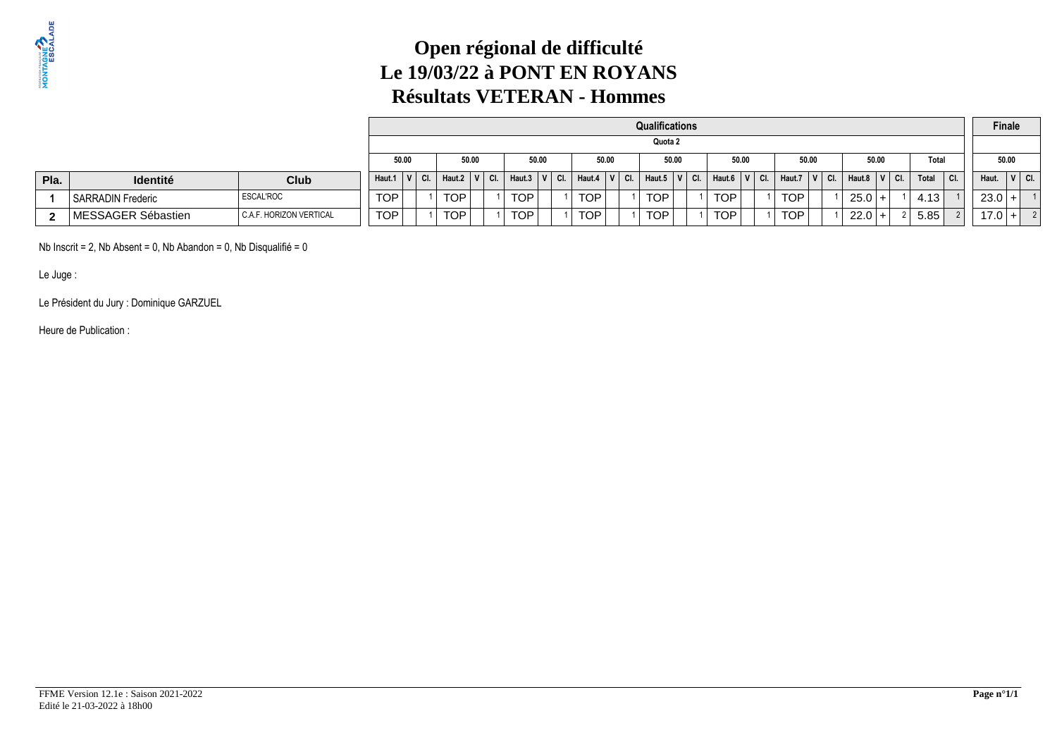# Open régional de difficulté
# Le 19/03/22 à PONT EN ROYANS
# Résultats VETERAN - Hommes

| | | | Qualifications | | | | | | | | | | | | | | | | | | | | | | | | | | Finale | | |
|---|---|---|---|---|---|---|---|---|---|---|---|---|---|---|---|---|---|---|---|---|---|---|---|---|---|---|---|---|---|---|---|
| | | | Quota 2 | | | | | | | | | | | | | | | | | | | | | | | | | | | | |
| | | | 50.00 | | | 50.00 | | | 50.00 | | | 50.00 | | | 50.00 | | | 50.00 | | | 50.00 | | | 50.00 | | | Total | | 50.00 | | |
| Pla. | Identité | Club | Haut.1 | V | Cl. | Haut.2 | V | Cl. | Haut.3 | V | Cl. | Haut.4 | V | Cl. | Haut.5 | V | Cl. | Haut.6 | V | Cl. | Haut.7 | V | Cl. | Haut.8 | V | Cl. | Total | Cl. | Haut. | V | Cl. |
| 1 | SARRADIN Frederic | ESCAL'ROC | TOP | | 1 | TOP | | 1 | TOP | | 1 | TOP | | 1 | TOP | | 1 | TOP | | 1 | TOP | | 1 | 25.0 | + | 1 | 4.13 | 1 | 23.0 | + | 1 |
| 2 | MESSAGER Sébastien | C.A.F. HORIZON VERTICAL | TOP | | 1 | TOP | | 1 | TOP | | 1 | TOP | | 1 | TOP | | 1 | TOP | | 1 | TOP | | 1 | 22.0 | + | 2 | 5.85 | 2 | 17.0 | + | 2 |

Nb Inscrit = 2, Nb Absent = 0, Nb Abandon = 0, Nb Disqualifié = 0

Le Juge :

Le Président du Jury : Dominique GARZUEL

Heure de Publication :

FFME Version 12.1e : Saison 2021-2022
Edité le 21-03-2022 à 18h00